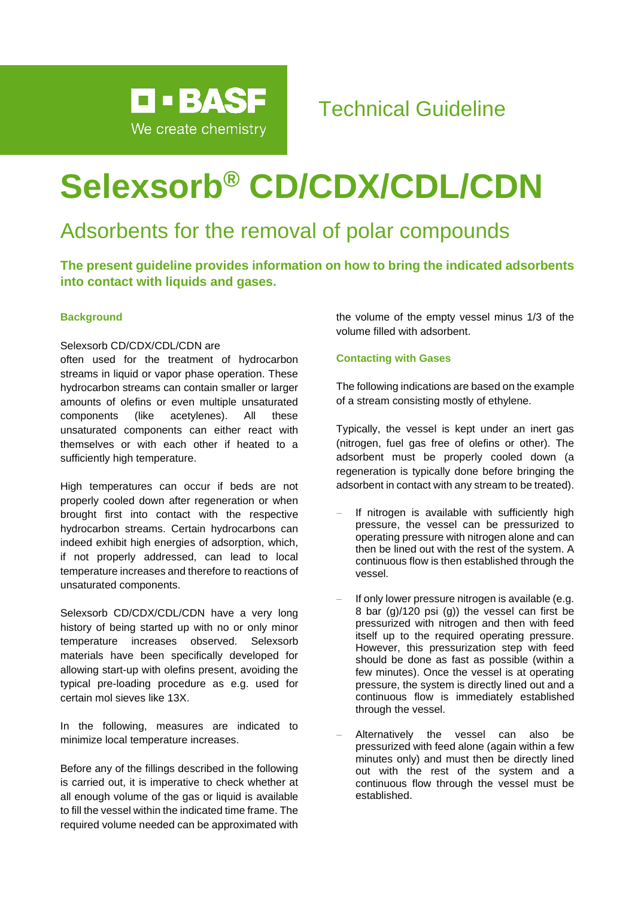BASF
We create chemistry

Technical Guideline

# Selexsorb® CD/CDX/CDL/CDN

## Adsorbents for the removal of polar compounds

**The present guideline provides information on how to bring the indicated adsorbents into contact with liquids and gases.**

### Background

Selexsorb CD/CDX/CDL/CDN are often used for the treatment of hydrocarbon streams in liquid or vapor phase operation. These hydrocarbon streams can contain smaller or larger amounts of olefins or even multiple unsaturated components (like acetylenes). All these unsaturated components can either react with themselves or with each other if heated to a sufficiently high temperature.

High temperatures can occur if beds are not properly cooled down after regeneration or when brought first into contact with the respective hydrocarbon streams. Certain hydrocarbons can indeed exhibit high energies of adsorption, which, if not properly addressed, can lead to local temperature increases and therefore to reactions of unsaturated components.

Selexsorb CD/CDX/CDL/CDN have a very long history of being started up with no or only minor temperature increases observed. Selexsorb materials have been specifically developed for allowing start-up with olefins present, avoiding the typical pre-loading procedure as e.g. used for certain mol sieves like 13X.

In the following, measures are indicated to minimize local temperature increases.

Before any of the fillings described in the following is carried out, it is imperative to check whether at all enough volume of the gas or liquid is available to fill the vessel within the indicated time frame. The required volume needed can be approximated with the volume of the empty vessel minus 1/3 of the volume filled with adsorbent.

### Contacting with Gases

The following indications are based on the example of a stream consisting mostly of ethylene.

Typically, the vessel is kept under an inert gas (nitrogen, fuel gas free of olefins or other). The adsorbent must be properly cooled down (a regeneration is typically done before bringing the adsorbent in contact with any stream to be treated).

- If nitrogen is available with sufficiently high pressure, the vessel can be pressurized to operating pressure with nitrogen alone and can then be lined out with the rest of the system. A continuous flow is then established through the vessel.
- If only lower pressure nitrogen is available (e.g. 8 bar (g)/120 psi (g)) the vessel can first be pressurized with nitrogen and then with feed itself up to the required operating pressure. However, this pressurization step with feed should be done as fast as possible (within a few minutes). Once the vessel is at operating pressure, the system is directly lined out and a continuous flow is immediately established through the vessel.
- Alternatively the vessel can also be pressurized with feed alone (again within a few minutes only) and must then be directly lined out with the rest of the system and a continuous flow through the vessel must be established.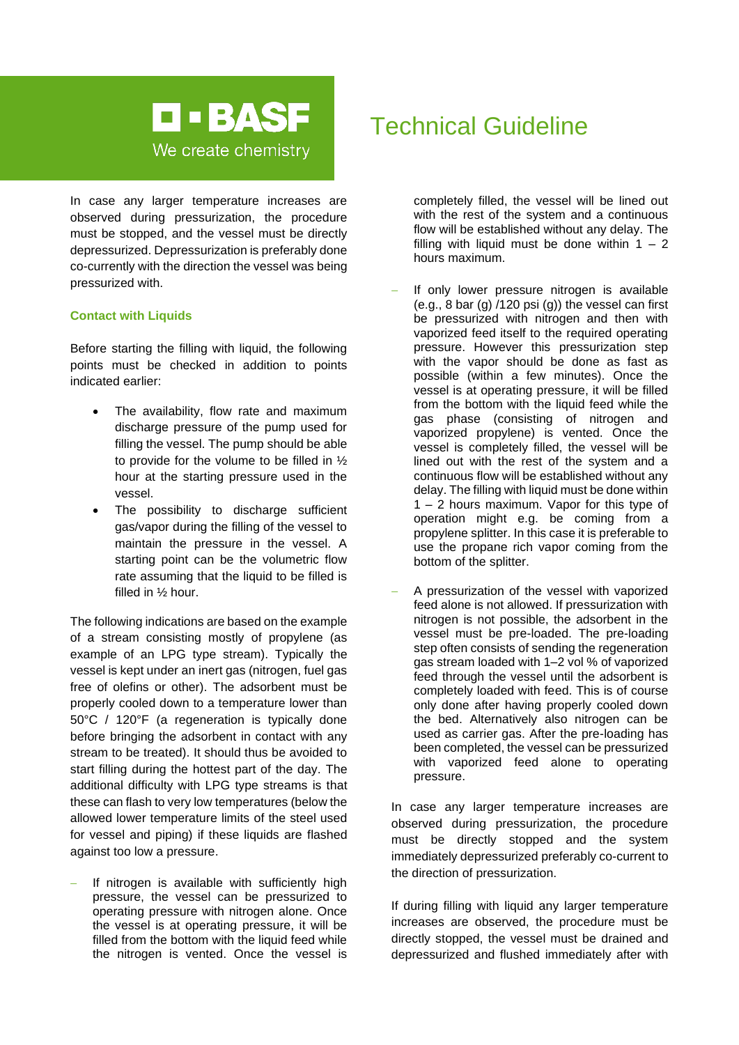In case any larger temperature increases are observed during pressurization, the procedure must be stopped, and the vessel must be directly depressurized. Depressurization is preferably done co-currently with the direction the vessel was being pressurized with.

### Contact with Liquids

Before starting the filling with liquid, the following points must be checked in addition to points indicated earlier:

- The availability, flow rate and maximum discharge pressure of the pump used for filling the vessel. The pump should be able to provide for the volume to be filled in ½ hour at the starting pressure used in the vessel.
- The possibility to discharge sufficient gas/vapor during the filling of the vessel to maintain the pressure in the vessel. A starting point can be the volumetric flow rate assuming that the liquid to be filled is filled in ½ hour.

The following indications are based on the example of a stream consisting mostly of propylene (as example of an LPG type stream). Typically the vessel is kept under an inert gas (nitrogen, fuel gas free of olefins or other). The adsorbent must be properly cooled down to a temperature lower than 50°C / 120°F (a regeneration is typically done before bringing the adsorbent in contact with any stream to be treated). It should thus be avoided to start filling during the hottest part of the day. The additional difficulty with LPG type streams is that these can flash to very low temperatures (below the allowed lower temperature limits of the steel used for vessel and piping) if these liquids are flashed against too low a pressure.

- If nitrogen is available with sufficiently high pressure, the vessel can be pressurized to operating pressure with nitrogen alone. Once the vessel is at operating pressure, it will be filled from the bottom with the liquid feed while the nitrogen is vented. Once the vessel is completely filled, the vessel will be lined out with the rest of the system and a continuous flow will be established without any delay. The filling with liquid must be done within 1 – 2 hours maximum.
- If only lower pressure nitrogen is available (e.g., 8 bar (g) /120 psi (g)) the vessel can first be pressurized with nitrogen and then with vaporized feed itself to the required operating pressure. However this pressurization step with the vapor should be done as fast as possible (within a few minutes). Once the vessel is at operating pressure, it will be filled from the bottom with the liquid feed while the gas phase (consisting of nitrogen and vaporized propylene) is vented. Once the vessel is completely filled, the vessel will be lined out with the rest of the system and a continuous flow will be established without any delay. The filling with liquid must be done within 1 – 2 hours maximum. Vapor for this type of operation might e.g. be coming from a propylene splitter. In this case it is preferable to use the propane rich vapor coming from the bottom of the splitter.
- A pressurization of the vessel with vaporized feed alone is not allowed. If pressurization with nitrogen is not possible, the adsorbent in the vessel must be pre-loaded. The pre-loading step often consists of sending the regeneration gas stream loaded with 1–2 vol % of vaporized feed through the vessel until the adsorbent is completely loaded with feed. This is of course only done after having properly cooled down the bed. Alternatively also nitrogen can be used as carrier gas. After the pre-loading has been completed, the vessel can be pressurized with vaporized feed alone to operating pressure.

In case any larger temperature increases are observed during pressurization, the procedure must be directly stopped and the system immediately depressurized preferably co-current to the direction of pressurization.

If during filling with liquid any larger temperature increases are observed, the procedure must be directly stopped, the vessel must be drained and depressurized and flushed immediately after with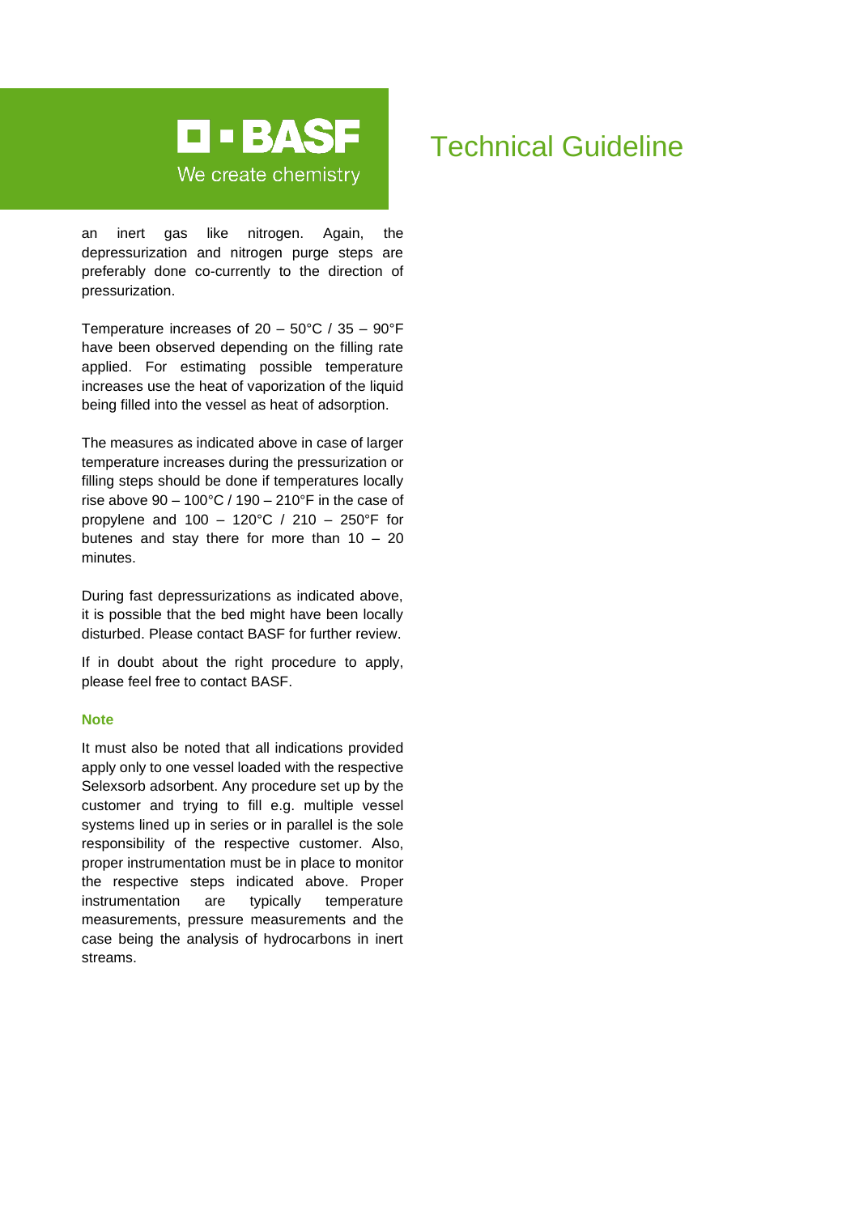an inert gas like nitrogen. Again, the depressurization and nitrogen purge steps are preferably done co-currently to the direction of pressurization.

Temperature increases of 20 – 50°C / 35 – 90°F have been observed depending on the filling rate applied. For estimating possible temperature increases use the heat of vaporization of the liquid being filled into the vessel as heat of adsorption.

The measures as indicated above in case of larger temperature increases during the pressurization or filling steps should be done if temperatures locally rise above 90 – 100°C / 190 – 210°F in the case of propylene and 100 – 120°C / 210 – 250°F for butenes and stay there for more than 10 – 20 minutes.

During fast depressurizations as indicated above, it is possible that the bed might have been locally disturbed. Please contact BASF for further review.

If in doubt about the right procedure to apply, please feel free to contact BASF.

### Note

It must also be noted that all indications provided apply only to one vessel loaded with the respective Selexsorb adsorbent. Any procedure set up by the customer and trying to fill e.g. multiple vessel systems lined up in series or in parallel is the sole responsibility of the respective customer. Also, proper instrumentation must be in place to monitor the respective steps indicated above. Proper instrumentation are typically temperature measurements, pressure measurements and the case being the analysis of hydrocarbons in inert streams.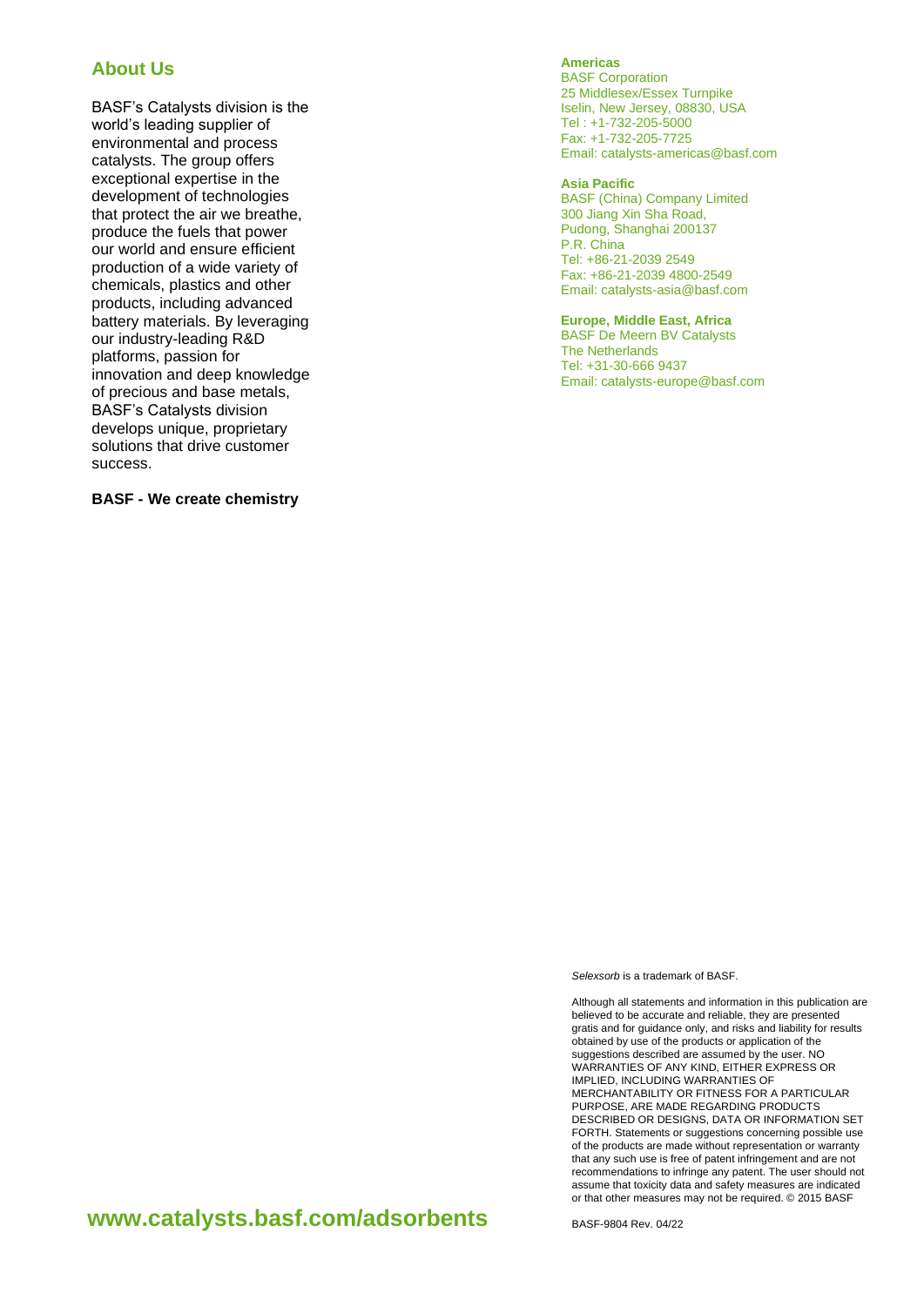## About Us

BASF's Catalysts division is the world's leading supplier of environmental and process catalysts. The group offers exceptional expertise in the development of technologies that protect the air we breathe, produce the fuels that power our world and ensure efficient production of a wide variety of chemicals, plastics and other products, including advanced battery materials. By leveraging our industry-leading R&D platforms, passion for innovation and deep knowledge of precious and base metals, BASF's Catalysts division develops unique, proprietary solutions that drive customer success.

**BASF - We create chemistry**

**Americas**
BASF Corporation
25 Middlesex/Essex Turnpike
Iselin, New Jersey, 08830, USA
Tel : +1-732-205-5000
Fax: +1-732-205-7725
Email: catalysts-americas@basf.com

**Asia Pacific**
BASF (China) Company Limited
300 Jiang Xin Sha Road,
Pudong, Shanghai 200137
P.R. China
Tel: +86-21-2039 2549
Fax: +86-21-2039 4800-2549
Email: catalysts-asia@basf.com

**Europe, Middle East, Africa**
BASF De Meern BV Catalysts
The Netherlands
Tel: +31-30-666 9437
Email: catalysts-europe@basf.com

*Selexsorb* is a trademark of BASF.

Although all statements and information in this publication are believed to be accurate and reliable, they are presented gratis and for guidance only, and risks and liability for results obtained by use of the products or application of the suggestions described are assumed by the user. NO WARRANTIES OF ANY KIND, EITHER EXPRESS OR IMPLIED, INCLUDING WARRANTIES OF MERCHANTABILITY OR FITNESS FOR A PARTICULAR PURPOSE, ARE MADE REGARDING PRODUCTS DESCRIBED OR DESIGNS, DATA OR INFORMATION SET FORTH. Statements or suggestions concerning possible use of the products are made without representation or warranty that any such use is free of patent infringement and are not recommendations to infringe any patent. The user should not assume that toxicity data and safety measures are indicated or that other measures may not be required. © 2015 BASF

**www.catalysts.basf.com/adsorbents**

BASF-9804 Rev. 04/22